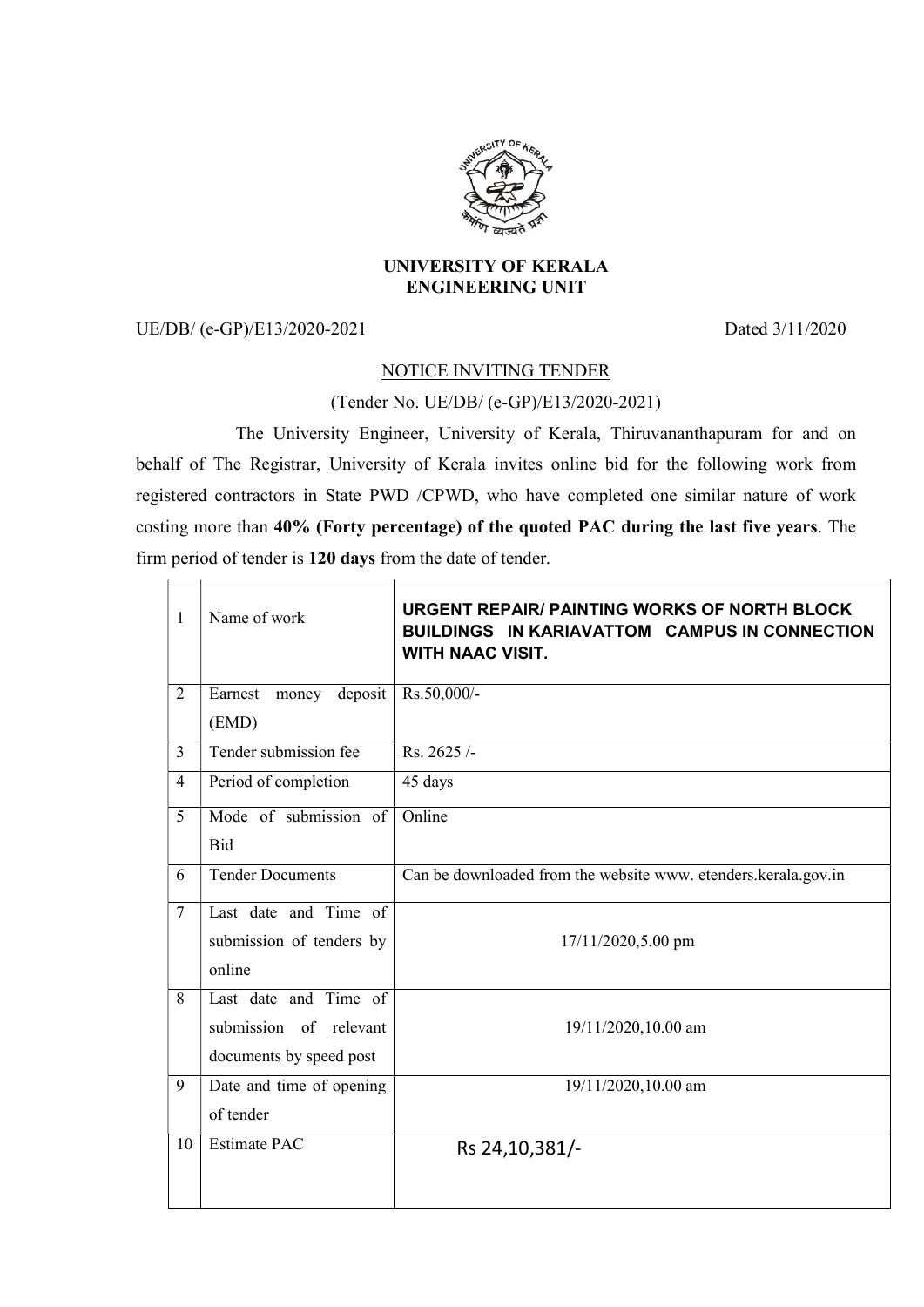# UNIVERSITY OF KERALA
## ENGINEERING UNIT

UE/DB/ (e-GP)/E13/2020-2021 Dated 3/11/2020

### NOTICE INVITING TENDER

(Tender No. UE/DB/ (e-GP)/E13/2020-2021)

The University Engineer, University of Kerala, Thiruvananthapuram for and on behalf of The Registrar, University of Kerala invites online bid for the following work from registered contractors in State PWD /CPWD, who have completed one similar nature of work costing more than **40% (Forty percentage) of the quoted PAC during the last five years**. The firm period of tender is **120 days** from the date of tender.

| | | |
|---|---|---|
| 1 | Name of work | **URGENT REPAIR/ PAINTING WORKS OF NORTH BLOCK BUILDINGS IN KARIAVATTOM CAMPUS IN CONNECTION WITH NAAC VISIT.** |
| 2 | Earnest money deposit (EMD) | Rs.50,000/- |
| 3 | Tender submission fee | Rs. 2625 /- |
| 4 | Period of completion | 45 days |
| 5 | Mode of submission of Bid | Online |
| 6 | Tender Documents | Can be downloaded from the website www. etenders.kerala.gov.in |
| 7 | Last date and Time of submission of tenders by online | 17/11/2020,5.00 pm |
| 8 | Last date and Time of submission of relevant documents by speed post | 19/11/2020,10.00 am |
| 9 | Date and time of opening of tender | 19/11/2020,10.00 am |
| 10 | Estimate PAC | Rs 24,10,381/- |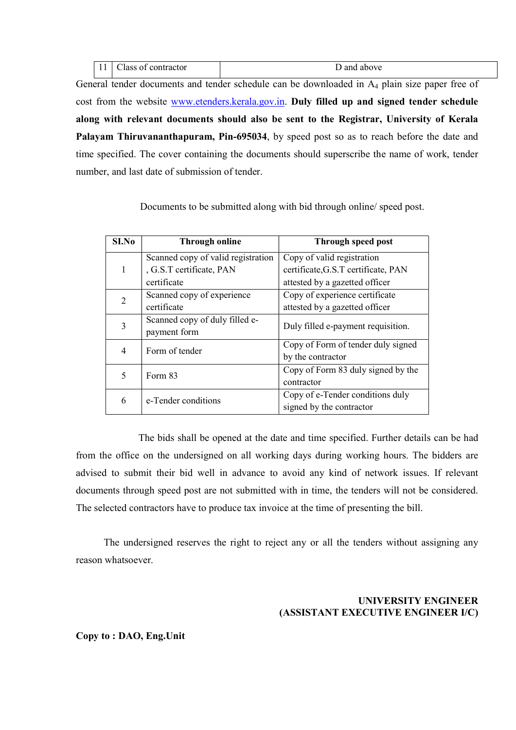| | | |
|---|---|---|
| 11 | Class of contractor | D and above |

General tender documents and tender schedule can be downloaded in $A_4$ plain size paper free of cost from the website [www.etenders.kerala.gov.in](www.etenders.kerala.gov.in). **Duly filled up and signed tender schedule along with relevant documents should also be sent to the Registrar, University of Kerala Palayam Thiruvananthapuram, Pin-695034**, by speed post so as to reach before the date and time specified. The cover containing the documents should superscribe the name of work, tender number, and last date of submission of tender.

Documents to be submitted along with bid through online/ speed post.

| SI.No | Through online | Through speed post |
|---|---|---|
| 1 | Scanned copy of valid registration , G.S.T certificate, PAN certificate | Copy of valid registration certificate,G.S.T certificate, PAN attested by a gazetted officer |
| 2 | Scanned copy of experience certificate | Copy of experience certificate attested by a gazetted officer |
| 3 | Scanned copy of duly filled e-payment form | Duly filled e-payment requisition. |
| 4 | Form of tender | Copy of Form of tender duly signed by the contractor |
| 5 | Form 83 | Copy of Form 83 duly signed by the contractor |
| 6 | e-Tender conditions | Copy of e-Tender conditions duly signed by the contractor |

The bids shall be opened at the date and time specified. Further details can be had from the office on the undersigned on all working days during working hours. The bidders are advised to submit their bid well in advance to avoid any kind of network issues. If relevant documents through speed post are not submitted with in time, the tenders will not be considered. The selected contractors have to produce tax invoice at the time of presenting the bill.

The undersigned reserves the right to reject any or all the tenders without assigning any reason whatsoever.

**UNIVERSITY ENGINEER**
**(ASSISTANT EXECUTIVE ENGINEER I/C)**

**Copy to : DAO, Eng.Unit**